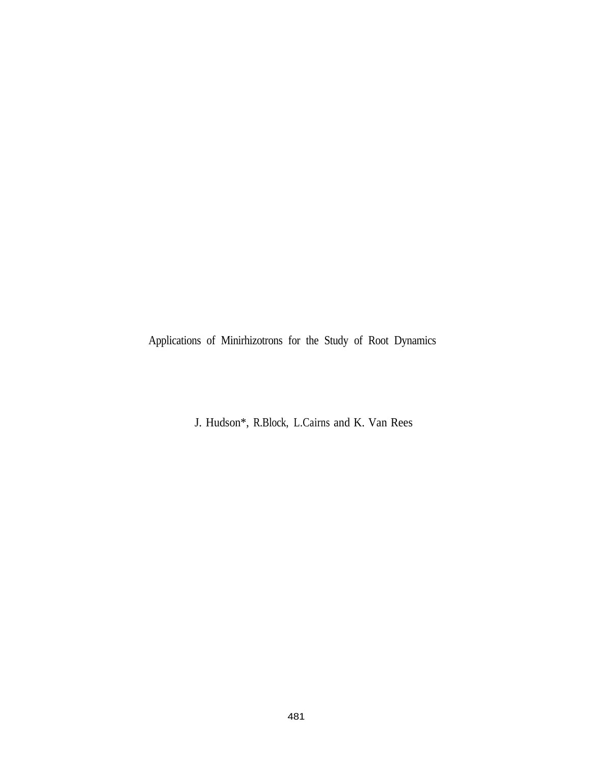# Applications of Minirhizotrons for the Study of Root Dynamics

J. Hudson*, R.Block, L.Cairns and K. Van Rees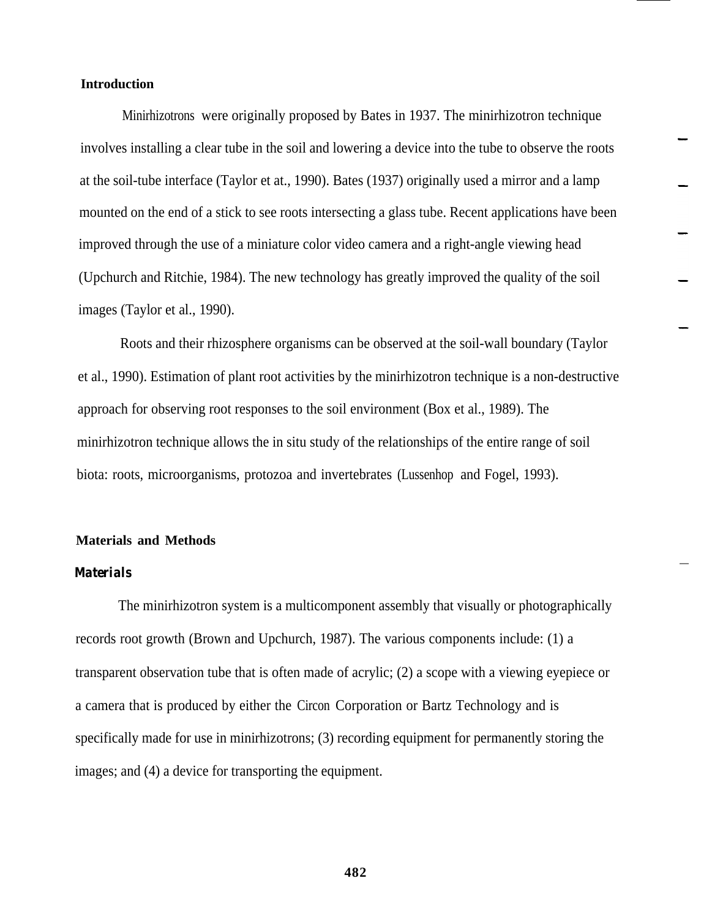## Introduction

Minirhizotrons were originally proposed by Bates in 1937. The minirhizotron technique involves installing a clear tube in the soil and lowering a device into the tube to observe the roots at the soil-tube interface (Taylor et at., 1990). Bates (1937) originally used a mirror and a lamp mounted on the end of a stick to see roots intersecting a glass tube. Recent applications have been improved through the use of a miniature color video camera and a right-angle viewing head (Upchurch and Ritchie, 1984). The new technology has greatly improved the quality of the soil images (Taylor et al., 1990).

Roots and their rhizosphere organisms can be observed at the soil-wall boundary (Taylor et al., 1990). Estimation of plant root activities by the minirhizotron technique is a non-destructive approach for observing root responses to the soil environment (Box et al., 1989). The minirhizotron technique allows the in situ study of the relationships of the entire range of soil biota: roots, microorganisms, protozoa and invertebrates (Lussenhop and Fogel, 1993).

## Materials and Methods

### *Materials*

The minirhizotron system is a multicomponent assembly that visually or photographically records root growth (Brown and Upchurch, 1987). The various components include: (1) a transparent observation tube that is often made of acrylic; (2) a scope with a viewing eyepiece or a camera that is produced by either the Circon Corporation or Bartz Technology and is specifically made for use in minirhizotrons; (3) recording equipment for permanently storing the images; and (4) a device for transporting the equipment.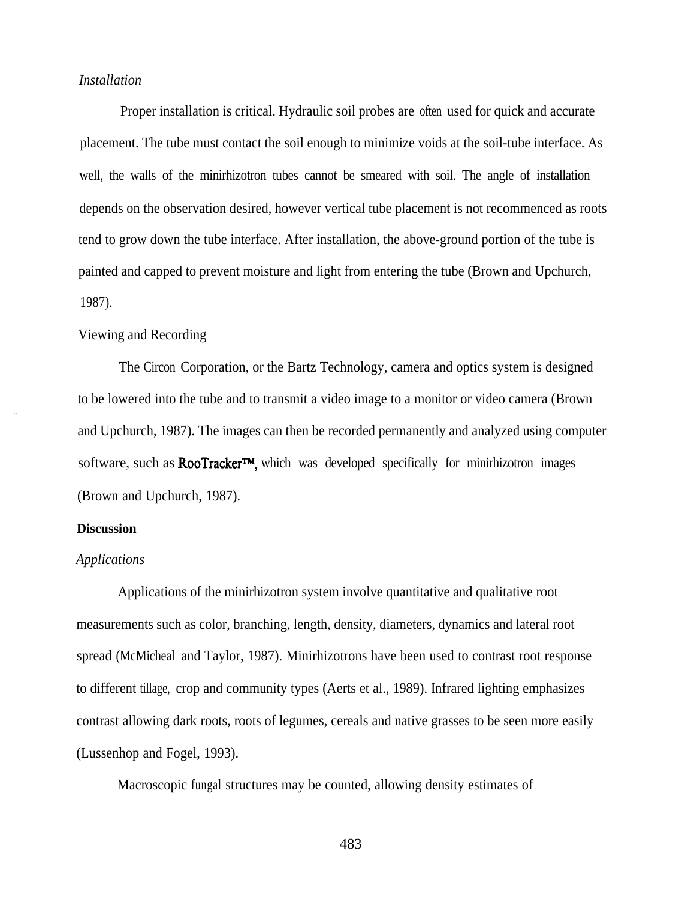*Installation*

Proper installation is critical. Hydraulic soil probes are often used for quick and accurate placement. The tube must contact the soil enough to minimize voids at the soil-tube interface. As well, the walls of the minirhizotron tubes cannot be smeared with soil. The angle of installation depends on the observation desired, however vertical tube placement is not recommenced as roots tend to grow down the tube interface. After installation, the above-ground portion of the tube is painted and capped to prevent moisture and light from entering the tube (Brown and Upchurch, 1987).

Viewing and Recording

The Circon Corporation, or the Bartz Technology, camera and optics system is designed to be lowered into the tube and to transmit a video image to a monitor or video camera (Brown and Upchurch, 1987). The images can then be recorded permanently and analyzed using computer software, such as RooTracker™, which was developed specifically for minirhizotron images (Brown and Upchurch, 1987).

**Discussion**

*Applications*

Applications of the minirhizotron system involve quantitative and qualitative root measurements such as color, branching, length, density, diameters, dynamics and lateral root spread (McMicheal and Taylor, 1987). Minirhizotrons have been used to contrast root response to different tillage, crop and community types (Aerts et al., 1989). Infrared lighting emphasizes contrast allowing dark roots, roots of legumes, cereals and native grasses to be seen more easily (Lussenhop and Fogel, 1993).

Macroscopic fungal structures may be counted, allowing density estimates of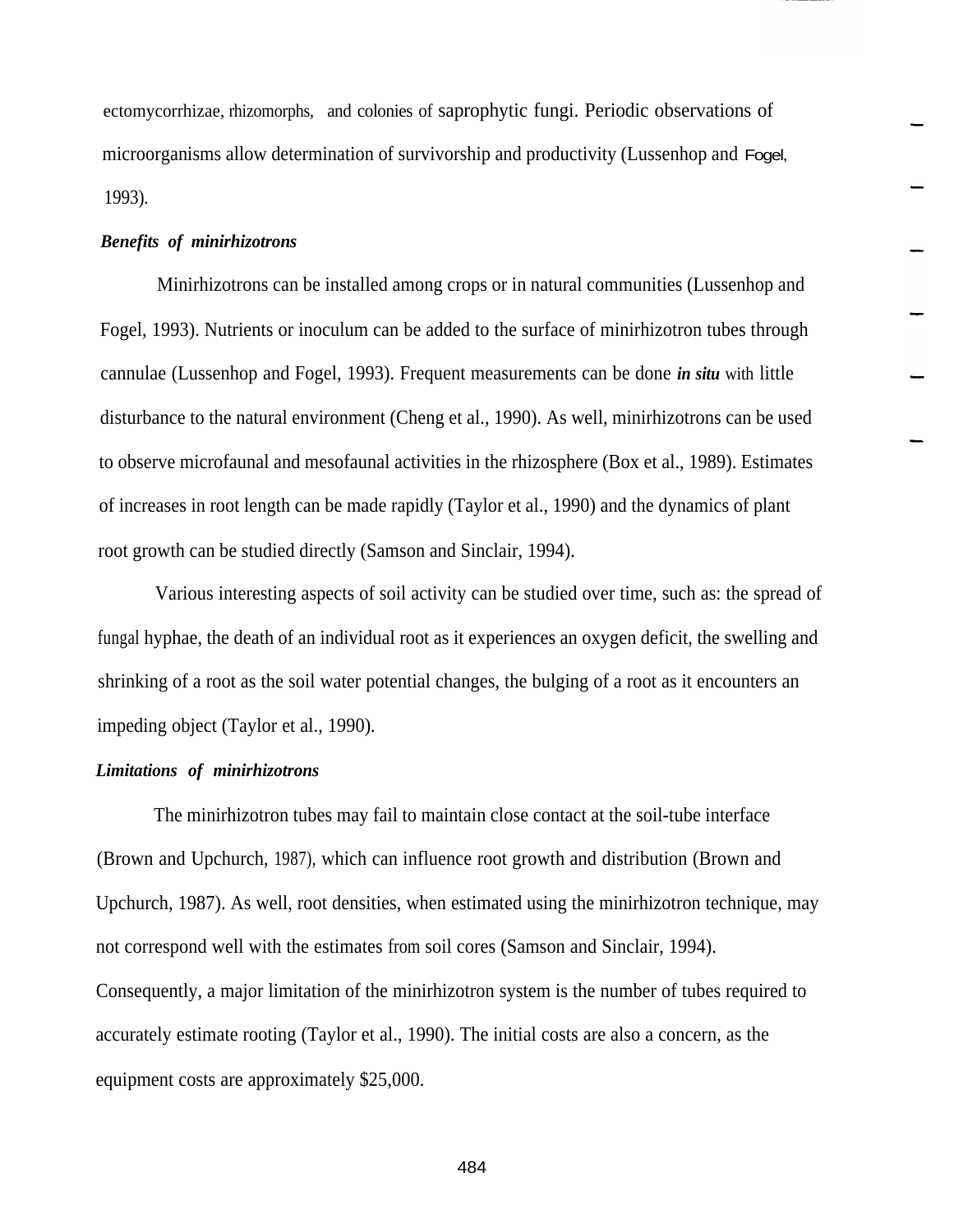ectomycorrhizae, rhizomorphs, and colonies of saprophytic fungi. Periodic observations of microorganisms allow determination of survivorship and productivity (Lussenhop and Fogel, 1993).

### *Benefits of minirhizotrons*

Minirhizotrons can be installed among crops or in natural communities (Lussenhop and Fogel, 1993). Nutrients or inoculum can be added to the surface of minirhizotron tubes through cannulae (Lussenhop and Fogel, 1993). Frequent measurements can be done ***in situ*** with little disturbance to the natural environment (Cheng et al., 1990). As well, minirhizotrons can be used to observe microfaunal and mesofaunal activities in the rhizosphere (Box et al., 1989). Estimates of increases in root length can be made rapidly (Taylor et al., 1990) and the dynamics of plant root growth can be studied directly (Samson and Sinclair, 1994).

Various interesting aspects of soil activity can be studied over time, such as: the spread of fungal hyphae, the death of an individual root as it experiences an oxygen deficit, the swelling and shrinking of a root as the soil water potential changes, the bulging of a root as it encounters an impeding object (Taylor et al., 1990).

### *Limitations of minirhizotrons*

The minirhizotron tubes may fail to maintain close contact at the soil-tube interface (Brown and Upchurch, 1987), which can influence root growth and distribution (Brown and Upchurch, 1987). As well, root densities, when estimated using the minirhizotron technique, may not correspond well with the estimates from soil cores (Samson and Sinclair, 1994). Consequently, a major limitation of the minirhizotron system is the number of tubes required to accurately estimate rooting (Taylor et al., 1990). The initial costs are also a concern, as the equipment costs are approximately $25,000.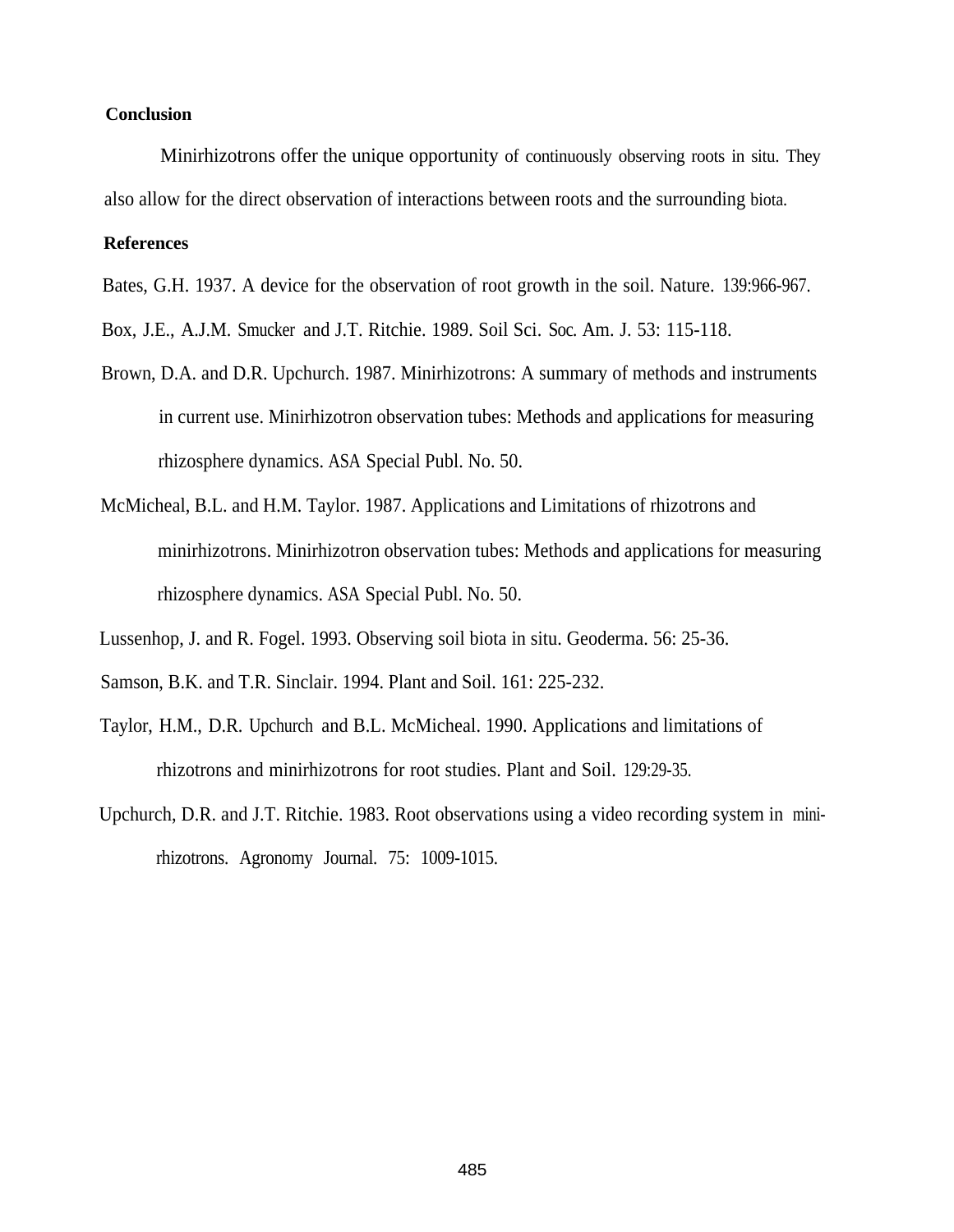## Conclusion

Minirhizotrons offer the unique opportunity of continuously observing roots in situ. They also allow for the direct observation of interactions between roots and the surrounding biota.

## References

Bates, G.H. 1937. A device for the observation of root growth in the soil. Nature. 139:966-967.

Box, J.E., A.J.M. Smucker and J.T. Ritchie. 1989. Soil Sci. Soc. Am. J. 53: 115-118.

Brown, D.A. and D.R. Upchurch. 1987. Minirhizotrons: A summary of methods and instruments in current use. Minirhizotron observation tubes: Methods and applications for measuring rhizosphere dynamics. ASA Special Publ. No. 50.

McMicheal, B.L. and H.M. Taylor. 1987. Applications and Limitations of rhizotrons and minirhizotrons. Minirhizotron observation tubes: Methods and applications for measuring rhizosphere dynamics. ASA Special Publ. No. 50.

Lussenhop, J. and R. Fogel. 1993. Observing soil biota in situ. Geoderma. 56: 25-36.

Samson, B.K. and T.R. Sinclair. 1994. Plant and Soil. 161: 225-232.

Taylor, H.M., D.R. Upchurch and B.L. McMicheal. 1990. Applications and limitations of rhizotrons and minirhizotrons for root studies. Plant and Soil. 129:29-35.

Upchurch, D.R. and J.T. Ritchie. 1983. Root observations using a video recording system in mini-rhizotrons. Agronomy Journal. 75: 1009-1015.